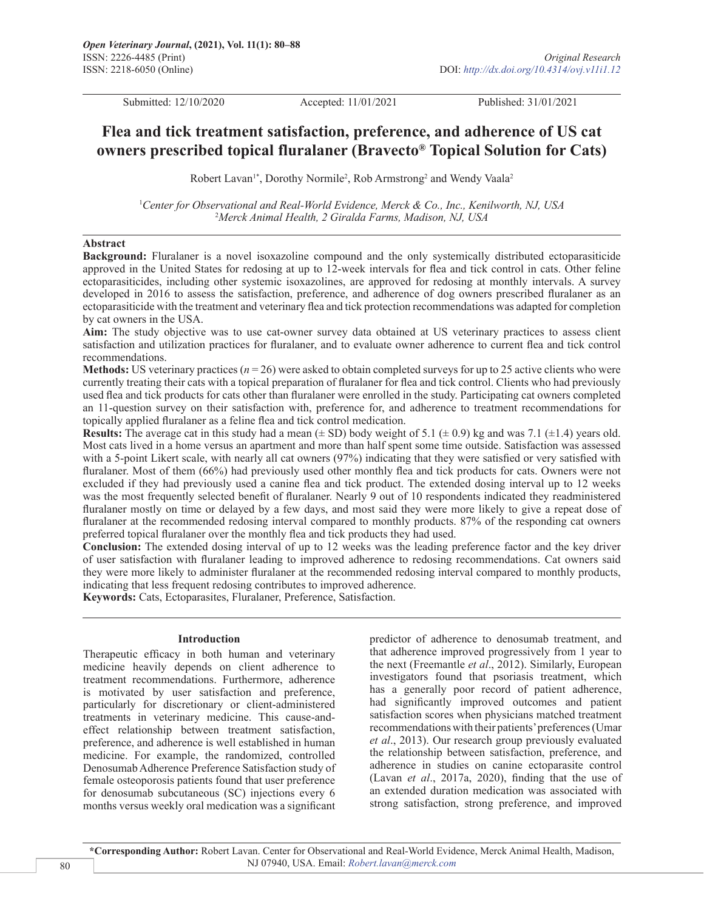Submitted: 12/10/2020 Accepted: 11/01/2021 Published: 31/01/2021

# Flea and tick treatment satisfaction, preference, and adherence of US cat owners prescribed topical fluralaner (Bravecto® Topical Solution for Cats)

Robert Lavan[1*], Dorothy Normile[2], Rob Armstrong[2] and Wendy Vaala[2]

[1]*Center for Observational and Real-World Evidence, Merck & Co., Inc., Kenilworth, NJ, USA*
[2]*Merck Animal Health, 2 Giralda Farms, Madison, NJ, USA*

## Abstract

**Background:** Fluralaner is a novel isoxazoline compound and the only systemically distributed ectoparasiticide approved in the United States for redosing at up to 12-week intervals for flea and tick control in cats. Other feline ectoparasiticides, including other systemic isoxazolines, are approved for redosing at monthly intervals. A survey developed in 2016 to assess the satisfaction, preference, and adherence of dog owners prescribed fluralaner as an ectoparasiticide with the treatment and veterinary flea and tick protection recommendations was adapted for completion by cat owners in the USA.

**Aim:** The study objective was to use cat-owner survey data obtained at US veterinary practices to assess client satisfaction and utilization practices for fluralaner, and to evaluate owner adherence to current flea and tick control recommendations.

**Methods:** US veterinary practices ($n = 26$) were asked to obtain completed surveys for up to 25 active clients who were currently treating their cats with a topical preparation of fluralaner for flea and tick control. Clients who had previously used flea and tick products for cats other than fluralaner were enrolled in the study. Participating cat owners completed an 11-question survey on their satisfaction with, preference for, and adherence to treatment recommendations for topically applied fluralaner as a feline flea and tick control medication.

**Results:** The average cat in this study had a mean (± SD) body weight of 5.1 (± 0.9) kg and was 7.1 (±1.4) years old. Most cats lived in a home versus an apartment and more than half spent some time outside. Satisfaction was assessed with a 5-point Likert scale, with nearly all cat owners (97%) indicating that they were satisfied or very satisfied with fluralaner. Most of them (66%) had previously used other monthly flea and tick products for cats. Owners were not excluded if they had previously used a canine flea and tick product. The extended dosing interval up to 12 weeks was the most frequently selected benefit of fluralaner. Nearly 9 out of 10 respondents indicated they readministered fluralaner mostly on time or delayed by a few days, and most said they were more likely to give a repeat dose of fluralaner at the recommended redosing interval compared to monthly products. 87% of the responding cat owners preferred topical fluralaner over the monthly flea and tick products they had used.

**Conclusion:** The extended dosing interval of up to 12 weeks was the leading preference factor and the key driver of user satisfaction with fluralaner leading to improved adherence to redosing recommendations. Cat owners said they were more likely to administer fluralaner at the recommended redosing interval compared to monthly products, indicating that less frequent redosing contributes to improved adherence.

**Keywords:** Cats, Ectoparasites, Fluralaner, Preference, Satisfaction.

## Introduction

Therapeutic efficacy in both human and veterinary medicine heavily depends on client adherence to treatment recommendations. Furthermore, adherence is motivated by user satisfaction and preference, particularly for discretionary or client-administered treatments in veterinary medicine. This cause-and-effect relationship between treatment satisfaction, preference, and adherence is well established in human medicine. For example, the randomized, controlled Denosumab Adherence Preference Satisfaction study of female osteoporosis patients found that user preference for denosumab subcutaneous (SC) injections every 6 months versus weekly oral medication was a significant predictor of adherence to denosumab treatment, and that adherence improved progressively from 1 year to the next (Freemantle *et al*., 2012). Similarly, European investigators found that psoriasis treatment, which has a generally poor record of patient adherence, had significantly improved outcomes and patient satisfaction scores when physicians matched treatment recommendations with their patients' preferences (Umar *et al*., 2013). Our research group previously evaluated the relationship between satisfaction, preference, and adherence in studies on canine ectoparasite control (Lavan *et al*., 2017a, 2020), finding that the use of an extended duration medication was associated with strong satisfaction, strong preference, and improved

**\*Corresponding Author:** Robert Lavan. Center for Observational and Real-World Evidence, Merck Animal Health, Madison, NJ 07940, USA. Email: *Robert.lavan@merck.com*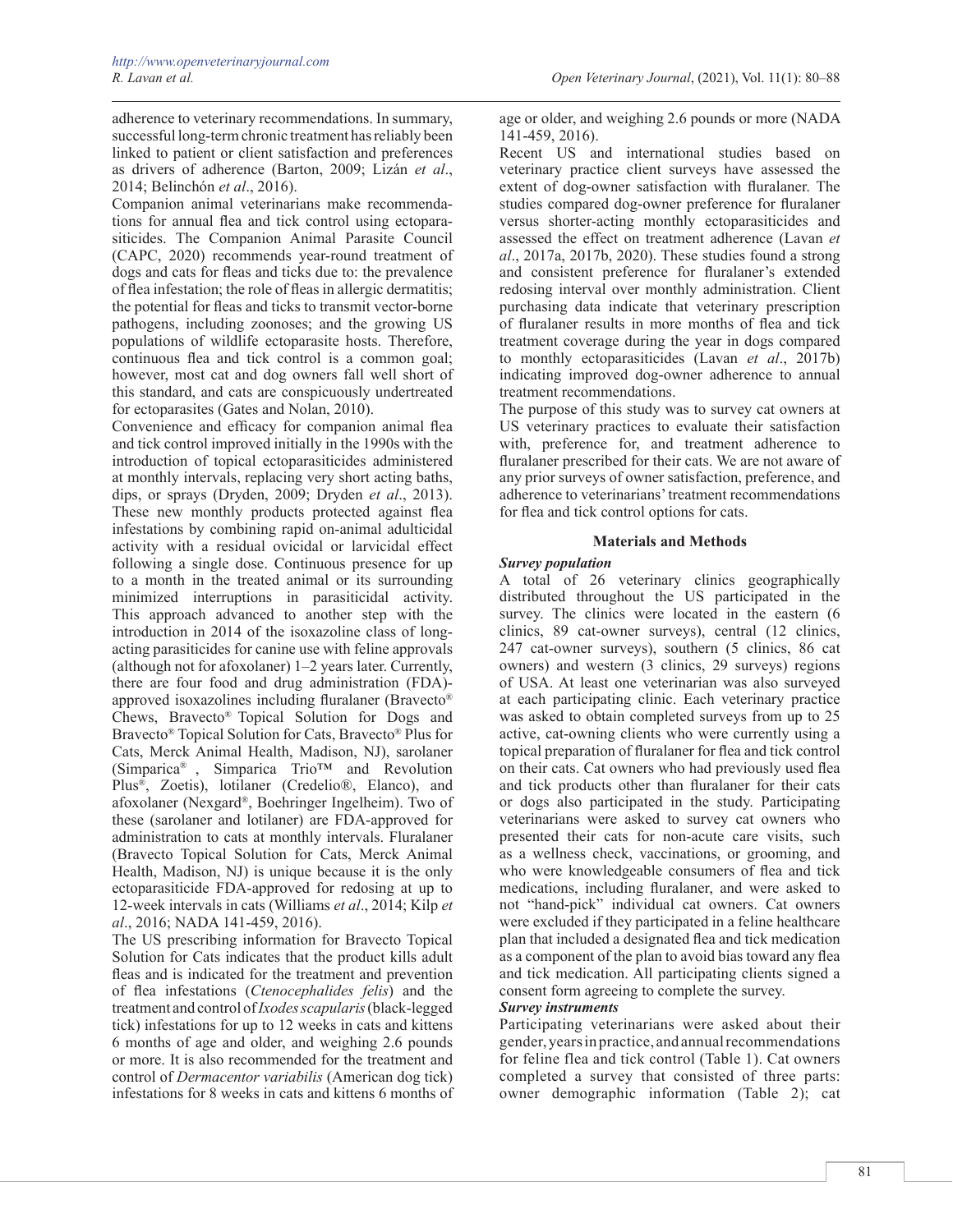adherence to veterinary recommendations. In summary, successful long-term chronic treatment has reliably been linked to patient or client satisfaction and preferences as drivers of adherence (Barton, 2009; Lizán *et al*., 2014; Belinchón *et al*., 2016).

Companion animal veterinarians make recommendations for annual flea and tick control using ectoparasiticides. The Companion Animal Parasite Council (CAPC, 2020) recommends year-round treatment of dogs and cats for fleas and ticks due to: the prevalence of flea infestation; the role of fleas in allergic dermatitis; the potential for fleas and ticks to transmit vector-borne pathogens, including zoonoses; and the growing US populations of wildlife ectoparasite hosts. Therefore, continuous flea and tick control is a common goal; however, most cat and dog owners fall well short of this standard, and cats are conspicuously undertreated for ectoparasites (Gates and Nolan, 2010).

Convenience and efficacy for companion animal flea and tick control improved initially in the 1990s with the introduction of topical ectoparasiticides administered at monthly intervals, replacing very short acting baths, dips, or sprays (Dryden, 2009; Dryden *et al*., 2013). These new monthly products protected against flea infestations by combining rapid on-animal adulticidal activity with a residual ovicidal or larvicidal effect following a single dose. Continuous presence for up to a month in the treated animal or its surrounding minimized interruptions in parasiticidal activity. This approach advanced to another step with the introduction in 2014 of the isoxazoline class of long-acting parasiticides for canine use with feline approvals (although not for afoxolaner) 1–2 years later. Currently, there are four food and drug administration (FDA)-approved isoxazolines including fluralaner (Bravecto® Chews, Bravecto® Topical Solution for Dogs and Bravecto® Topical Solution for Cats, Bravecto® Plus for Cats, Merck Animal Health, Madison, NJ), sarolaner (Simparica® , Simparica Trio™ and Revolution Plus®, Zoetis), lotilaner (Credelio®, Elanco), and afoxolaner (Nexgard®, Boehringer Ingelheim). Two of these (sarolaner and lotilaner) are FDA-approved for administration to cats at monthly intervals. Fluralaner (Bravecto Topical Solution for Cats, Merck Animal Health, Madison, NJ) is unique because it is the only ectoparasiticide FDA-approved for redosing at up to 12-week intervals in cats (Williams *et al*., 2014; Kilp *et al*., 2016; NADA 141-459, 2016).

The US prescribing information for Bravecto Topical Solution for Cats indicates that the product kills adult fleas and is indicated for the treatment and prevention of flea infestations (*Ctenocephalides felis*) and the treatment and control of *Ixodes scapularis* (black-legged tick) infestations for up to 12 weeks in cats and kittens 6 months of age and older, and weighing 2.6 pounds or more. It is also recommended for the treatment and control of *Dermacentor variabilis* (American dog tick) infestations for 8 weeks in cats and kittens 6 months of age or older, and weighing 2.6 pounds or more (NADA 141-459, 2016).

Recent US and international studies based on veterinary practice client surveys have assessed the extent of dog-owner satisfaction with fluralaner. The studies compared dog-owner preference for fluralaner versus shorter-acting monthly ectoparasiticides and assessed the effect on treatment adherence (Lavan *et al*., 2017a, 2017b, 2020). These studies found a strong and consistent preference for fluralaner's extended redosing interval over monthly administration. Client purchasing data indicate that veterinary prescription of fluralaner results in more months of flea and tick treatment coverage during the year in dogs compared to monthly ectoparasiticides (Lavan *et al*., 2017b) indicating improved dog-owner adherence to annual treatment recommendations.

The purpose of this study was to survey cat owners at US veterinary practices to evaluate their satisfaction with, preference for, and treatment adherence to fluralaner prescribed for their cats. We are not aware of any prior surveys of owner satisfaction, preference, and adherence to veterinarians' treatment recommendations for flea and tick control options for cats.

## Materials and Methods

### *Survey population*

A total of 26 veterinary clinics geographically distributed throughout the US participated in the survey. The clinics were located in the eastern (6 clinics, 89 cat-owner surveys), central (12 clinics, 247 cat-owner surveys), southern (5 clinics, 86 cat owners) and western (3 clinics, 29 surveys) regions of USA. At least one veterinarian was also surveyed at each participating clinic. Each veterinary practice was asked to obtain completed surveys from up to 25 active, cat-owning clients who were currently using a topical preparation of fluralaner for flea and tick control on their cats. Cat owners who had previously used flea and tick products other than fluralaner for their cats or dogs also participated in the study. Participating veterinarians were asked to survey cat owners who presented their cats for non-acute care visits, such as a wellness check, vaccinations, or grooming, and who were knowledgeable consumers of flea and tick medications, including fluralaner, and were asked to not "hand-pick" individual cat owners. Cat owners were excluded if they participated in a feline healthcare plan that included a designated flea and tick medication as a component of the plan to avoid bias toward any flea and tick medication. All participating clients signed a consent form agreeing to complete the survey.

### *Survey instruments*

Participating veterinarians were asked about their gender, years in practice, and annual recommendations for feline flea and tick control (Table 1). Cat owners completed a survey that consisted of three parts: owner demographic information (Table 2); cat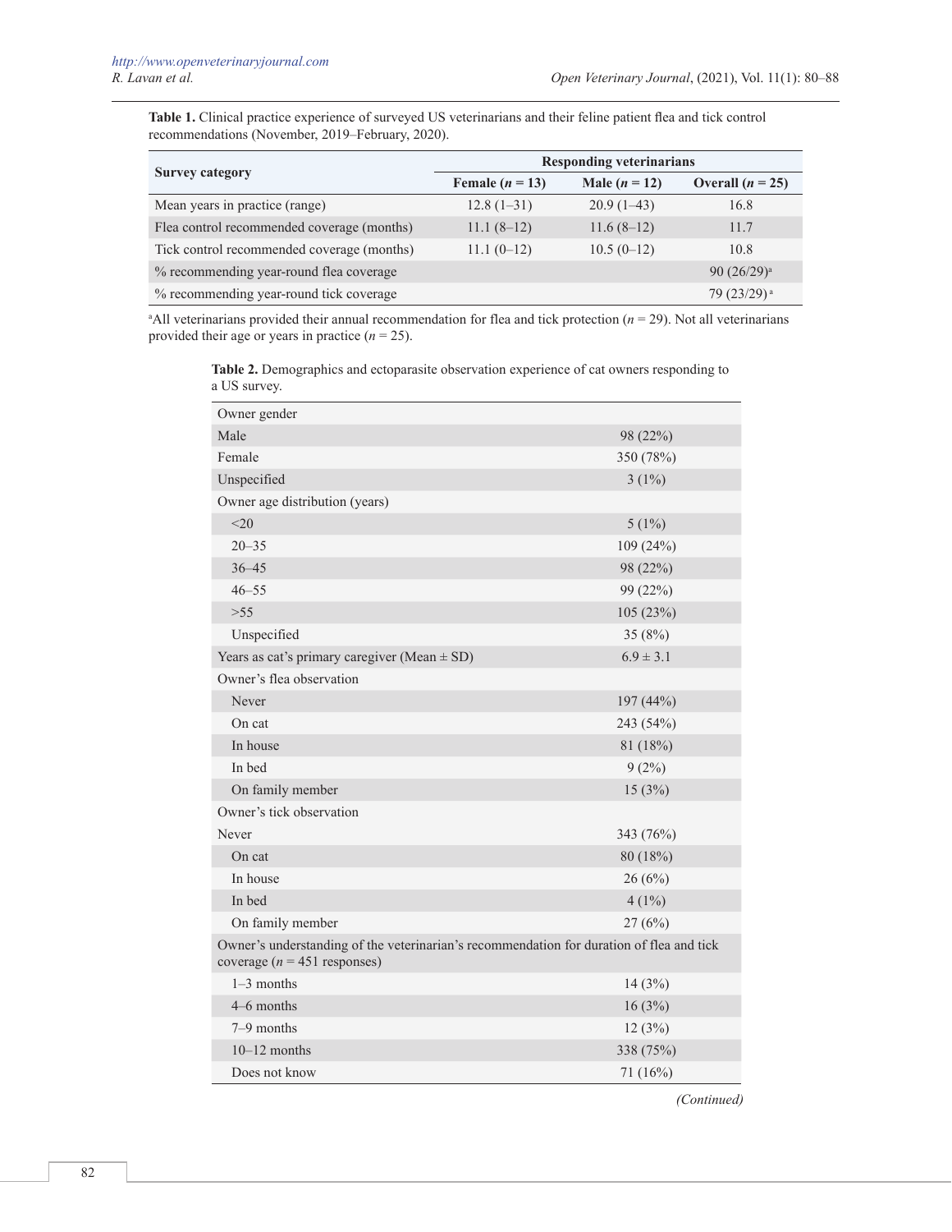**Table 1.** Clinical practice experience of surveyed US veterinarians and their feline patient flea and tick control recommendations (November, 2019–February, 2020).

| Survey category | Responding veterinarians | | |
|---|---|---|---|
| | **Female ($n$ = 13)** | **Male ($n$ = 12)** | **Overall ($n$ = 25)** |
| Mean years in practice (range) | 12.8 (1–31) | 20.9 (1–43) | 16.8 |
| Flea control recommended coverage (months) | 11.1 (8–12) | 11.6 (8–12) | 11.7 |
| Tick control recommended coverage (months) | 11.1 (0–12) | 10.5 (0–12) | 10.8 |
| % recommending year-round flea coverage | | | 90 (26/29)[a] |
| % recommending year-round tick coverage | | | 79 (23/29)[a] |

[a]All veterinarians provided their annual recommendation for flea and tick protection ($n$ = 29). Not all veterinarians provided their age or years in practice ($n$ = 25).

**Table 2.** Demographics and ectoparasite observation experience of cat owners responding to a US survey.

| | |
|---|---|
| Owner gender | |
| Male | 98 (22%) |
| Female | 350 (78%) |
| Unspecified | 3 (1%) |
| Owner age distribution (years) | |
| <20 | 5 (1%) |
| 20–35 | 109 (24%) |
| 36–45 | 98 (22%) |
| 46–55 | 99 (22%) |
| >55 | 105 (23%) |
| Unspecified | 35 (8%) |
| Years as cat's primary caregiver (Mean ± SD) | 6.9 ± 3.1 |
| Owner's flea observation | |
| Never | 197 (44%) |
| On cat | 243 (54%) |
| In house | 81 (18%) |
| In bed | 9 (2%) |
| On family member | 15 (3%) |
| Owner's tick observation | |
| Never | 343 (76%) |
| On cat | 80 (18%) |
| In house | 26 (6%) |
| In bed | 4 (1%) |
| On family member | 27 (6%) |
| Owner's understanding of the veterinarian's recommendation for duration of flea and tick coverage ($n$ = 451 responses) | |
| 1–3 months | 14 (3%) |
| 4–6 months | 16 (3%) |
| 7–9 months | 12 (3%) |
| 10–12 months | 338 (75%) |
| Does not know | 71 (16%) |

*(Continued)*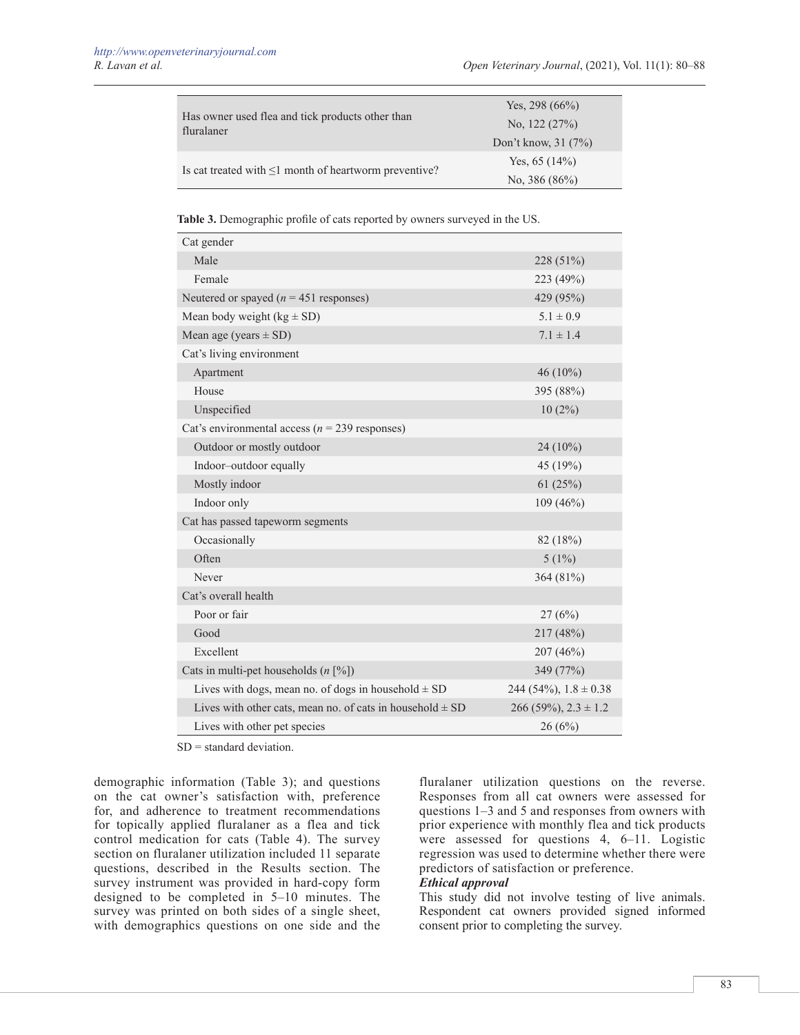| | |
|---|---|
| Has owner used flea and tick products other than fluralaner | Yes, 298 (66%)<br>No, 122 (27%)<br>Don't know, 31 (7%) |
| Is cat treated with ≤1 month of heartworm preventive? | Yes, 65 (14%)<br>No, 386 (86%) |

**Table 3.** Demographic profile of cats reported by owners surveyed in the US.

| | |
|---|---|
| Cat gender | |
| Male | 228 (51%) |
| Female | 223 (49%) |
| Neutered or spayed (*n* = 451 responses) | 429 (95%) |
| Mean body weight (kg ± SD) | 5.1 ± 0.9 |
| Mean age (years ± SD) | 7.1 ± 1.4 |
| Cat's living environment | |
| Apartment | 46 (10%) |
| House | 395 (88%) |
| Unspecified | 10 (2%) |
| Cat's environmental access (*n* = 239 responses) | |
| Outdoor or mostly outdoor | 24 (10%) |
| Indoor–outdoor equally | 45 (19%) |
| Mostly indoor | 61 (25%) |
| Indoor only | 109 (46%) |
| Cat has passed tapeworm segments | |
| Occasionally | 82 (18%) |
| Often | 5 (1%) |
| Never | 364 (81%) |
| Cat's overall health | |
| Poor or fair | 27 (6%) |
| Good | 217 (48%) |
| Excellent | 207 (46%) |
| Cats in multi-pet households (*n* [%]) | 349 (77%) |
| Lives with dogs, mean no. of dogs in household ± SD | 244 (54%), 1.8 ± 0.38 |
| Lives with other cats, mean no. of cats in household ± SD | 266 (59%), 2.3 ± 1.2 |
| Lives with other pet species | 26 (6%) |

SD = standard deviation.

demographic information (Table 3); and questions on the cat owner's satisfaction with, preference for, and adherence to treatment recommendations for topically applied fluralaner as a flea and tick control medication for cats (Table 4). The survey section on fluralaner utilization included 11 separate questions, described in the Results section. The survey instrument was provided in hard-copy form designed to be completed in 5–10 minutes. The survey was printed on both sides of a single sheet, with demographics questions on one side and the fluralaner utilization questions on the reverse. Responses from all cat owners were assessed for questions 1–3 and 5 and responses from owners with prior experience with monthly flea and tick products were assessed for questions 4, 6–11. Logistic regression was used to determine whether there were predictors of satisfaction or preference.

***Ethical approval***

This study did not involve testing of live animals. Respondent cat owners provided signed informed consent prior to completing the survey.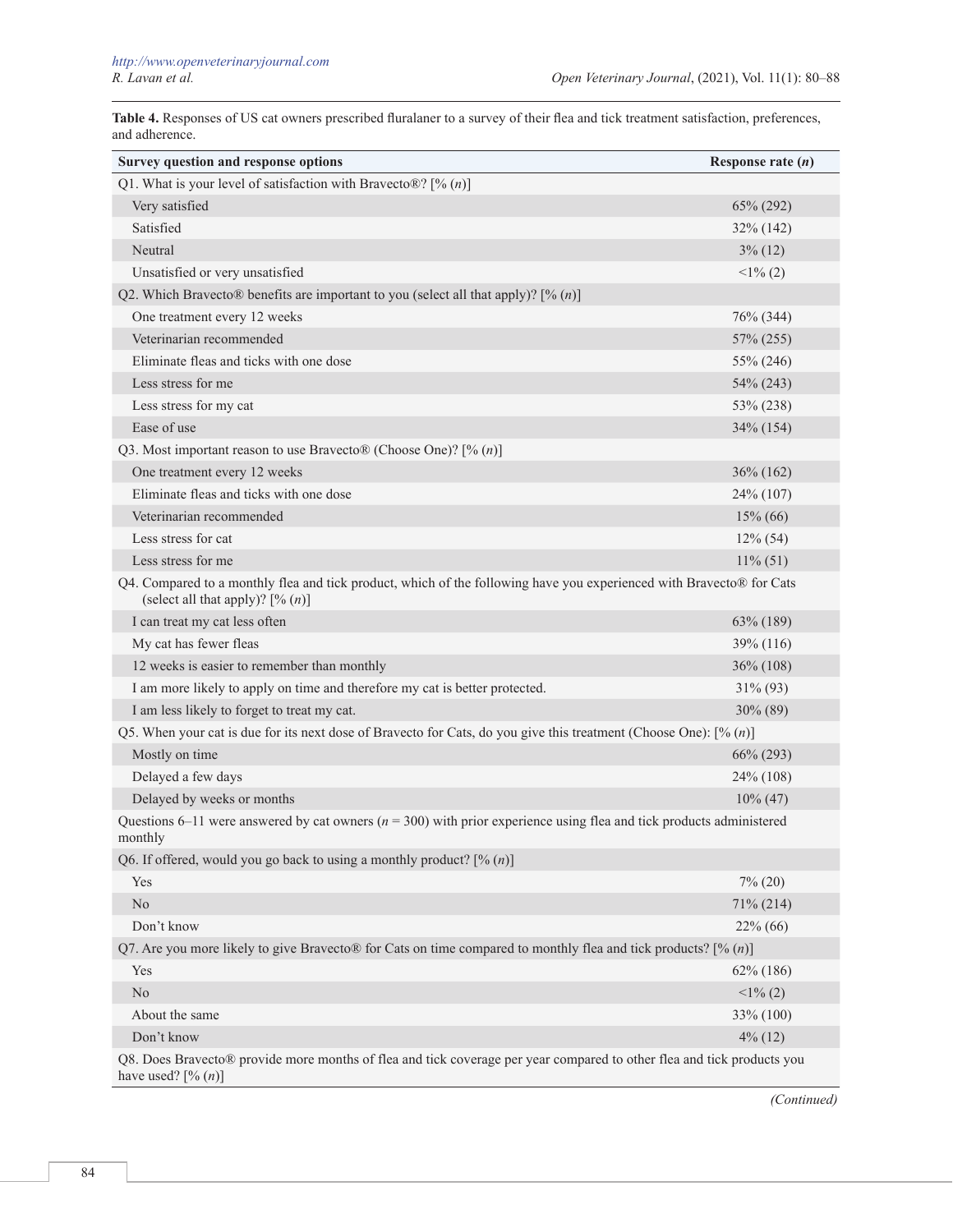**Table 4.** Responses of US cat owners prescribed fluralaner to a survey of their flea and tick treatment satisfaction, preferences, and adherence.

| Survey question and response options | Response rate (*n*) |
|---|---|
| Q1. What is your level of satisfaction with Bravecto®? [% (*n*)] | |
| Very satisfied | 65% (292) |
| Satisfied | 32% (142) |
| Neutral | 3% (12) |
| Unsatisfied or very unsatisfied | <1% (2) |
| Q2. Which Bravecto® benefits are important to you (select all that apply)? [% (*n*)] | |
| One treatment every 12 weeks | 76% (344) |
| Veterinarian recommended | 57% (255) |
| Eliminate fleas and ticks with one dose | 55% (246) |
| Less stress for me | 54% (243) |
| Less stress for my cat | 53% (238) |
| Ease of use | 34% (154) |
| Q3. Most important reason to use Bravecto® (Choose One)? [% (*n*)] | |
| One treatment every 12 weeks | 36% (162) |
| Eliminate fleas and ticks with one dose | 24% (107) |
| Veterinarian recommended | 15% (66) |
| Less stress for cat | 12% (54) |
| Less stress for me | 11% (51) |
| Q4. Compared to a monthly flea and tick product, which of the following have you experienced with Bravecto® for Cats (select all that apply)? [% (*n*)] | |
| I can treat my cat less often | 63% (189) |
| My cat has fewer fleas | 39% (116) |
| 12 weeks is easier to remember than monthly | 36% (108) |
| I am more likely to apply on time and therefore my cat is better protected. | 31% (93) |
| I am less likely to forget to treat my cat. | 30% (89) |
| Q5. When your cat is due for its next dose of Bravecto for Cats, do you give this treatment (Choose One): [% (*n*)] | |
| Mostly on time | 66% (293) |
| Delayed a few days | 24% (108) |
| Delayed by weeks or months | 10% (47) |
| Questions 6–11 were answered by cat owners (*n* = 300) with prior experience using flea and tick products administered monthly | |
| Q6. If offered, would you go back to using a monthly product? [% (*n*)] | |
| Yes | 7% (20) |
| No | 71% (214) |
| Don't know | 22% (66) |
| Q7. Are you more likely to give Bravecto® for Cats on time compared to monthly flea and tick products? [% (*n*)] | |
| Yes | 62% (186) |
| No | <1% (2) |
| About the same | 33% (100) |
| Don't know | 4% (12) |
| Q8. Does Bravecto® provide more months of flea and tick coverage per year compared to other flea and tick products you have used? [% (*n*)] | |

*(Continued)*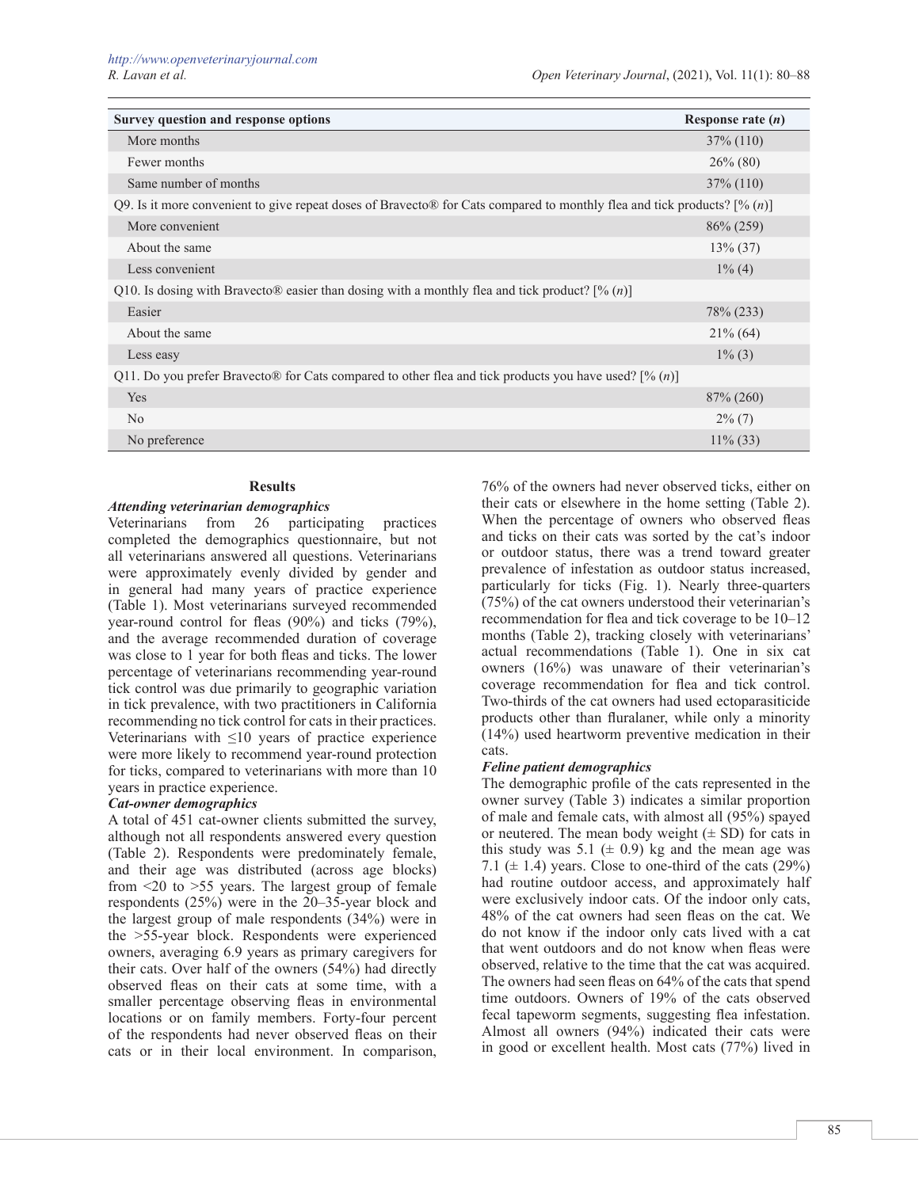| Survey question and response options | Response rate (*n*) |
|---|---|
| More months | 37% (110) |
| Fewer months | 26% (80) |
| Same number of months | 37% (110) |
| Q9. Is it more convenient to give repeat doses of Bravecto® for Cats compared to monthly flea and tick products? [% (*n*)] | |
| More convenient | 86% (259) |
| About the same | 13% (37) |
| Less convenient | 1% (4) |
| Q10. Is dosing with Bravecto® easier than dosing with a monthly flea and tick product? [% (*n*)] | |
| Easier | 78% (233) |
| About the same | 21% (64) |
| Less easy | 1% (3) |
| Q11. Do you prefer Bravecto® for Cats compared to other flea and tick products you have used? [% (*n*)] | |
| Yes | 87% (260) |
| No | 2% (7) |
| No preference | 11% (33) |

## Results

### *Attending veterinarian demographics*

Veterinarians from 26 participating practices completed the demographics questionnaire, but not all veterinarians answered all questions. Veterinarians were approximately evenly divided by gender and in general had many years of practice experience (Table 1). Most veterinarians surveyed recommended year-round control for fleas (90%) and ticks (79%), and the average recommended duration of coverage was close to 1 year for both fleas and ticks. The lower percentage of veterinarians recommending year-round tick control was due primarily to geographic variation in tick prevalence, with two practitioners in California recommending no tick control for cats in their practices. Veterinarians with ≤10 years of practice experience were more likely to recommend year-round protection for ticks, compared to veterinarians with more than 10 years in practice experience.

### *Cat-owner demographics*

A total of 451 cat-owner clients submitted the survey, although not all respondents answered every question (Table 2). Respondents were predominately female, and their age was distributed (across age blocks) from <20 to >55 years. The largest group of female respondents (25%) were in the 20–35-year block and the largest group of male respondents (34%) were in the >55-year block. Respondents were experienced owners, averaging 6.9 years as primary caregivers for their cats. Over half of the owners (54%) had directly observed fleas on their cats at some time, with a smaller percentage observing fleas in environmental locations or on family members. Forty-four percent of the respondents had never observed fleas on their cats or in their local environment. In comparison, 76% of the owners had never observed ticks, either on their cats or elsewhere in the home setting (Table 2). When the percentage of owners who observed fleas and ticks on their cats was sorted by the cat's indoor or outdoor status, there was a trend toward greater prevalence of infestation as outdoor status increased, particularly for ticks (Fig. 1). Nearly three-quarters (75%) of the cat owners understood their veterinarian's recommendation for flea and tick coverage to be 10–12 months (Table 2), tracking closely with veterinarians' actual recommendations (Table 1). One in six cat owners (16%) was unaware of their veterinarian's coverage recommendation for flea and tick control. Two-thirds of the cat owners had used ectoparasiticide products other than fluralaner, while only a minority (14%) used heartworm preventive medication in their cats.

### *Feline patient demographics*

The demographic profile of the cats represented in the owner survey (Table 3) indicates a similar proportion of male and female cats, with almost all (95%) spayed or neutered. The mean body weight (± SD) for cats in this study was 5.1 (± 0.9) kg and the mean age was 7.1 (± 1.4) years. Close to one-third of the cats (29%) had routine outdoor access, and approximately half were exclusively indoor cats. Of the indoor only cats, 48% of the cat owners had seen fleas on the cat. We do not know if the indoor only cats lived with a cat that went outdoors and do not know when fleas were observed, relative to the time that the cat was acquired. The owners had seen fleas on 64% of the cats that spend time outdoors. Owners of 19% of the cats observed fecal tapeworm segments, suggesting flea infestation. Almost all owners (94%) indicated their cats were in good or excellent health. Most cats (77%) lived in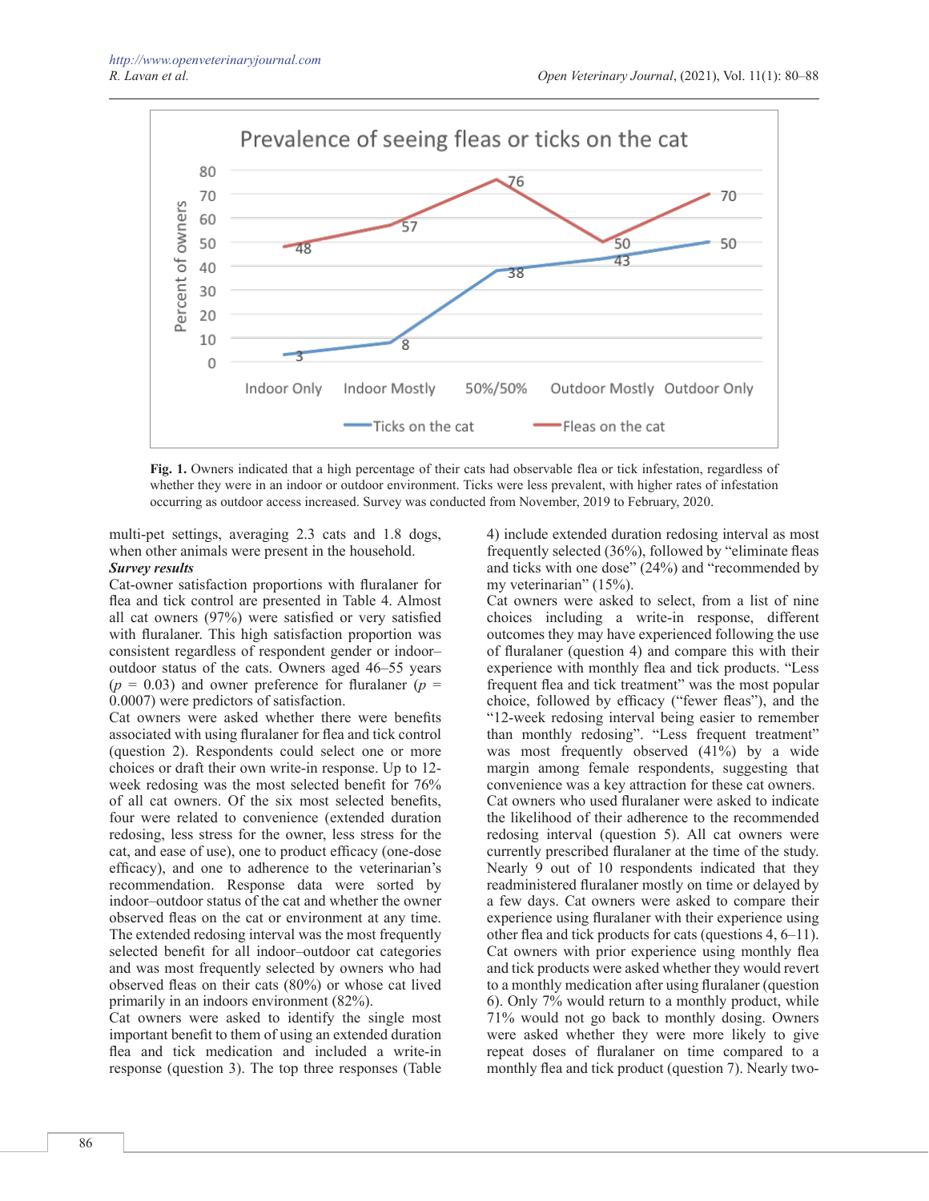**Fig. 1.** Owners indicated that a high percentage of their cats had observable flea or tick infestation, regardless of whether they were in an indoor or outdoor environment. Ticks were less prevalent, with higher rates of infestation occurring as outdoor access increased. Survey was conducted from November, 2019 to February, 2020.

multi-pet settings, averaging 2.3 cats and 1.8 dogs, when other animals were present in the household.

***Survey results***

Cat-owner satisfaction proportions with fluralaner for flea and tick control are presented in Table 4. Almost all cat owners (97%) were satisfied or very satisfied with fluralaner. This high satisfaction proportion was consistent regardless of respondent gender or indoor–outdoor status of the cats. Owners aged 46–55 years ($p$ = 0.03) and owner preference for fluralaner ($p$ = 0.0007) were predictors of satisfaction.

Cat owners were asked whether there were benefits associated with using fluralaner for flea and tick control (question 2). Respondents could select one or more choices or draft their own write-in response. Up to 12-week redosing was the most selected benefit for 76% of all cat owners. Of the six most selected benefits, four were related to convenience (extended duration redosing, less stress for the owner, less stress for the cat, and ease of use), one to product efficacy (one-dose efficacy), and one to adherence to the veterinarian's recommendation. Response data were sorted by indoor–outdoor status of the cat and whether the owner observed fleas on the cat or environment at any time. The extended redosing interval was the most frequently selected benefit for all indoor–outdoor cat categories and was most frequently selected by owners who had observed fleas on their cats (80%) or whose cat lived primarily in an indoors environment (82%).

Cat owners were asked to identify the single most important benefit to them of using an extended duration flea and tick medication and included a write-in response (question 3). The top three responses (Table 4) include extended duration redosing interval as most frequently selected (36%), followed by "eliminate fleas and ticks with one dose" (24%) and "recommended by my veterinarian" (15%).

Cat owners were asked to select, from a list of nine choices including a write-in response, different outcomes they may have experienced following the use of fluralaner (question 4) and compare this with their experience with monthly flea and tick products. "Less frequent flea and tick treatment" was the most popular choice, followed by efficacy ("fewer fleas"), and the "12-week redosing interval being easier to remember than monthly redosing". "Less frequent treatment" was most frequently observed (41%) by a wide margin among female respondents, suggesting that convenience was a key attraction for these cat owners.

Cat owners who used fluralaner were asked to indicate the likelihood of their adherence to the recommended redosing interval (question 5). All cat owners were currently prescribed fluralaner at the time of the study. Nearly 9 out of 10 respondents indicated that they readministered fluralaner mostly on time or delayed by a few days. Cat owners were asked to compare their experience using fluralaner with their experience using other flea and tick products for cats (questions 4, 6–11). Cat owners with prior experience using monthly flea and tick products were asked whether they would revert to a monthly medication after using fluralaner (question 6). Only 7% would return to a monthly product, while 71% would not go back to monthly dosing. Owners were asked whether they were more likely to give repeat doses of fluralaner on time compared to a monthly flea and tick product (question 7). Nearly two-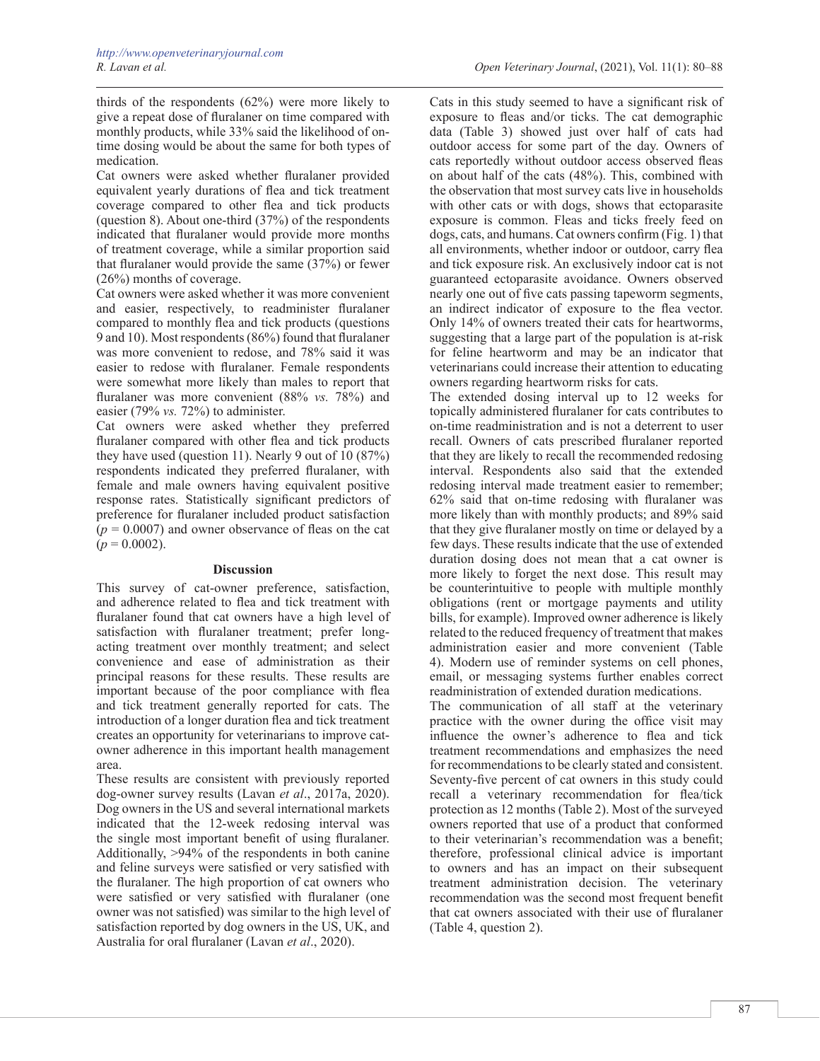thirds of the respondents (62%) were more likely to give a repeat dose of fluralaner on time compared with monthly products, while 33% said the likelihood of on-time dosing would be about the same for both types of medication.

Cat owners were asked whether fluralaner provided equivalent yearly durations of flea and tick treatment coverage compared to other flea and tick products (question 8). About one-third (37%) of the respondents indicated that fluralaner would provide more months of treatment coverage, while a similar proportion said that fluralaner would provide the same (37%) or fewer (26%) months of coverage.

Cat owners were asked whether it was more convenient and easier, respectively, to readminister fluralaner compared to monthly flea and tick products (questions 9 and 10). Most respondents (86%) found that fluralaner was more convenient to redose, and 78% said it was easier to redose with fluralaner. Female respondents were somewhat more likely than males to report that fluralaner was more convenient (88% *vs.* 78%) and easier (79% *vs.* 72%) to administer.

Cat owners were asked whether they preferred fluralaner compared with other flea and tick products they have used (question 11). Nearly 9 out of 10 (87%) respondents indicated they preferred fluralaner, with female and male owners having equivalent positive response rates. Statistically significant predictors of preference for fluralaner included product satisfaction ($p = 0.0007$) and owner observance of fleas on the cat ($p = 0.0002$).

## Discussion

This survey of cat-owner preference, satisfaction, and adherence related to flea and tick treatment with fluralaner found that cat owners have a high level of satisfaction with fluralaner treatment; prefer long-acting treatment over monthly treatment; and select convenience and ease of administration as their principal reasons for these results. These results are important because of the poor compliance with flea and tick treatment generally reported for cats. The introduction of a longer duration flea and tick treatment creates an opportunity for veterinarians to improve cat-owner adherence in this important health management area.

These results are consistent with previously reported dog-owner survey results (Lavan *et al*., 2017a, 2020). Dog owners in the US and several international markets indicated that the 12-week redosing interval was the single most important benefit of using fluralaner. Additionally, >94% of the respondents in both canine and feline surveys were satisfied or very satisfied with the fluralaner. The high proportion of cat owners who were satisfied or very satisfied with fluralaner (one owner was not satisfied) was similar to the high level of satisfaction reported by dog owners in the US, UK, and Australia for oral fluralaner (Lavan *et al*., 2020).

Cats in this study seemed to have a significant risk of exposure to fleas and/or ticks. The cat demographic data (Table 3) showed just over half of cats had outdoor access for some part of the day. Owners of cats reportedly without outdoor access observed fleas on about half of the cats (48%). This, combined with the observation that most survey cats live in households with other cats or with dogs, shows that ectoparasite exposure is common. Fleas and ticks freely feed on dogs, cats, and humans. Cat owners confirm (Fig. 1) that all environments, whether indoor or outdoor, carry flea and tick exposure risk. An exclusively indoor cat is not guaranteed ectoparasite avoidance. Owners observed nearly one out of five cats passing tapeworm segments, an indirect indicator of exposure to the flea vector. Only 14% of owners treated their cats for heartworms, suggesting that a large part of the population is at-risk for feline heartworm and may be an indicator that veterinarians could increase their attention to educating owners regarding heartworm risks for cats.

The extended dosing interval up to 12 weeks for topically administered fluralaner for cats contributes to on-time readministration and is not a deterrent to user recall. Owners of cats prescribed fluralaner reported that they are likely to recall the recommended redosing interval. Respondents also said that the extended redosing interval made treatment easier to remember; 62% said that on-time redosing with fluralaner was more likely than with monthly products; and 89% said that they give fluralaner mostly on time or delayed by a few days. These results indicate that the use of extended duration dosing does not mean that a cat owner is more likely to forget the next dose. This result may be counterintuitive to people with multiple monthly obligations (rent or mortgage payments and utility bills, for example). Improved owner adherence is likely related to the reduced frequency of treatment that makes administration easier and more convenient (Table 4). Modern use of reminder systems on cell phones, email, or messaging systems further enables correct readministration of extended duration medications.

The communication of all staff at the veterinary practice with the owner during the office visit may influence the owner's adherence to flea and tick treatment recommendations and emphasizes the need for recommendations to be clearly stated and consistent. Seventy-five percent of cat owners in this study could recall a veterinary recommendation for flea/tick protection as 12 months (Table 2). Most of the surveyed owners reported that use of a product that conformed to their veterinarian's recommendation was a benefit; therefore, professional clinical advice is important to owners and has an impact on their subsequent treatment administration decision. The veterinary recommendation was the second most frequent benefit that cat owners associated with their use of fluralaner (Table 4, question 2).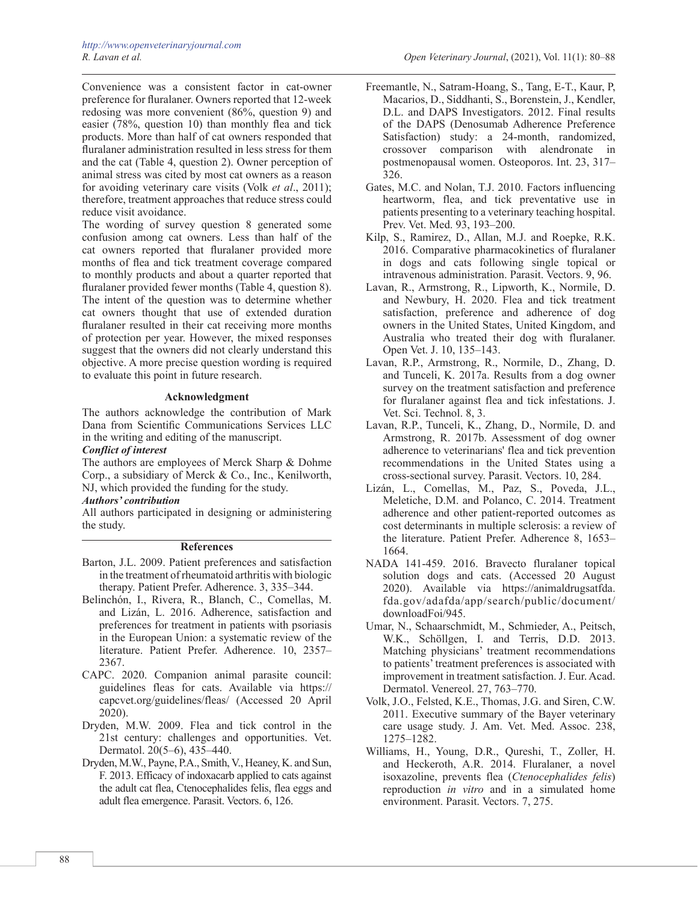Convenience was a consistent factor in cat-owner preference for fluralaner. Owners reported that 12-week redosing was more convenient (86%, question 9) and easier (78%, question 10) than monthly flea and tick products. More than half of cat owners responded that fluralaner administration resulted in less stress for them and the cat (Table 4, question 2). Owner perception of animal stress was cited by most cat owners as a reason for avoiding veterinary care visits (Volk *et al*., 2011); therefore, treatment approaches that reduce stress could reduce visit avoidance.

The wording of survey question 8 generated some confusion among cat owners. Less than half of the cat owners reported that fluralaner provided more months of flea and tick treatment coverage compared to monthly products and about a quarter reported that fluralaner provided fewer months (Table 4, question 8). The intent of the question was to determine whether cat owners thought that use of extended duration fluralaner resulted in their cat receiving more months of protection per year. However, the mixed responses suggest that the owners did not clearly understand this objective. A more precise question wording is required to evaluate this point in future research.

## Acknowledgment

The authors acknowledge the contribution of Mark Dana from Scientific Communications Services LLC in the writing and editing of the manuscript.

***Conflict of interest***

The authors are employees of Merck Sharp & Dohme Corp., a subsidiary of Merck & Co., Inc., Kenilworth, NJ, which provided the funding for the study.

***Authors' contribution***

All authors participated in designing or administering the study.

## References

Barton, J.L. 2009. Patient preferences and satisfaction in the treatment of rheumatoid arthritis with biologic therapy. Patient Prefer. Adherence. 3, 335–344.

Belinchón, I., Rivera, R., Blanch, C., Comellas, M. and Lizán, L. 2016. Adherence, satisfaction and preferences for treatment in patients with psoriasis in the European Union: a systematic review of the literature. Patient Prefer. Adherence. 10, 2357–2367.

CAPC. 2020. Companion animal parasite council: guidelines fleas for cats. Available via https://capcvet.org/guidelines/fleas/ (Accessed 20 April 2020).

Dryden, M.W. 2009. Flea and tick control in the 21st century: challenges and opportunities. Vet. Dermatol. 20(5–6), 435–440.

Dryden, M.W., Payne, P.A., Smith, V., Heaney, K. and Sun, F. 2013. Efficacy of indoxacarb applied to cats against the adult cat flea, Ctenocephalides felis, flea eggs and adult flea emergence. Parasit. Vectors. 6, 126.

Freemantle, N., Satram-Hoang, S., Tang, E-T., Kaur, P, Macarios, D., Siddhanti, S., Borenstein, J., Kendler, D.L. and DAPS Investigators. 2012. Final results of the DAPS (Denosumab Adherence Preference Satisfaction) study: a 24-month, randomized, crossover comparison with alendronate in postmenopausal women. Osteoporos. Int. 23, 317–326.

Gates, M.C. and Nolan, T.J. 2010. Factors influencing heartworm, flea, and tick preventative use in patients presenting to a veterinary teaching hospital. Prev. Vet. Med. 93, 193–200.

Kilp, S., Ramirez, D., Allan, M.J. and Roepke, R.K. 2016. Comparative pharmacokinetics of fluralaner in dogs and cats following single topical or intravenous administration. Parasit. Vectors. 9, 96.

Lavan, R., Armstrong, R., Lipworth, K., Normile, D. and Newbury, H. 2020. Flea and tick treatment satisfaction, preference and adherence of dog owners in the United States, United Kingdom, and Australia who treated their dog with fluralaner. Open Vet. J. 10, 135–143.

Lavan, R.P., Armstrong, R., Normile, D., Zhang, D. and Tunceli, K. 2017a. Results from a dog owner survey on the treatment satisfaction and preference for fluralaner against flea and tick infestations. J. Vet. Sci. Technol. 8, 3.

Lavan, R.P., Tunceli, K., Zhang, D., Normile, D. and Armstrong, R. 2017b. Assessment of dog owner adherence to veterinarians' flea and tick prevention recommendations in the United States using a cross-sectional survey. Parasit. Vectors. 10, 284.

Lizán, L., Comellas, M., Paz, S., Poveda, J.L., Meletiche, D.M. and Polanco, C. 2014. Treatment adherence and other patient-reported outcomes as cost determinants in multiple sclerosis: a review of the literature. Patient Prefer. Adherence 8, 1653–1664.

NADA 141-459. 2016. Bravecto fluralaner topical solution dogs and cats. (Accessed 20 August 2020). Available via https://animaldrugsatfda.fda.gov/adafda/app/search/public/document/downloadFoi/945.

Umar, N., Schaarschmidt, M., Schmieder, A., Peitsch, W.K., Schöllgen, I. and Terris, D.D. 2013. Matching physicians' treatment recommendations to patients' treatment preferences is associated with improvement in treatment satisfaction. J. Eur. Acad. Dermatol. Venereol. 27, 763–770.

Volk, J.O., Felsted, K.E., Thomas, J.G. and Siren, C.W. 2011. Executive summary of the Bayer veterinary care usage study. J. Am. Vet. Med. Assoc. 238, 1275–1282.

Williams, H., Young, D.R., Qureshi, T., Zoller, H. and Heckeroth, A.R. 2014. Fluralaner, a novel isoxazoline, prevents flea (*Ctenocephalides felis*) reproduction *in vitro* and in a simulated home environment. Parasit. Vectors. 7, 275.